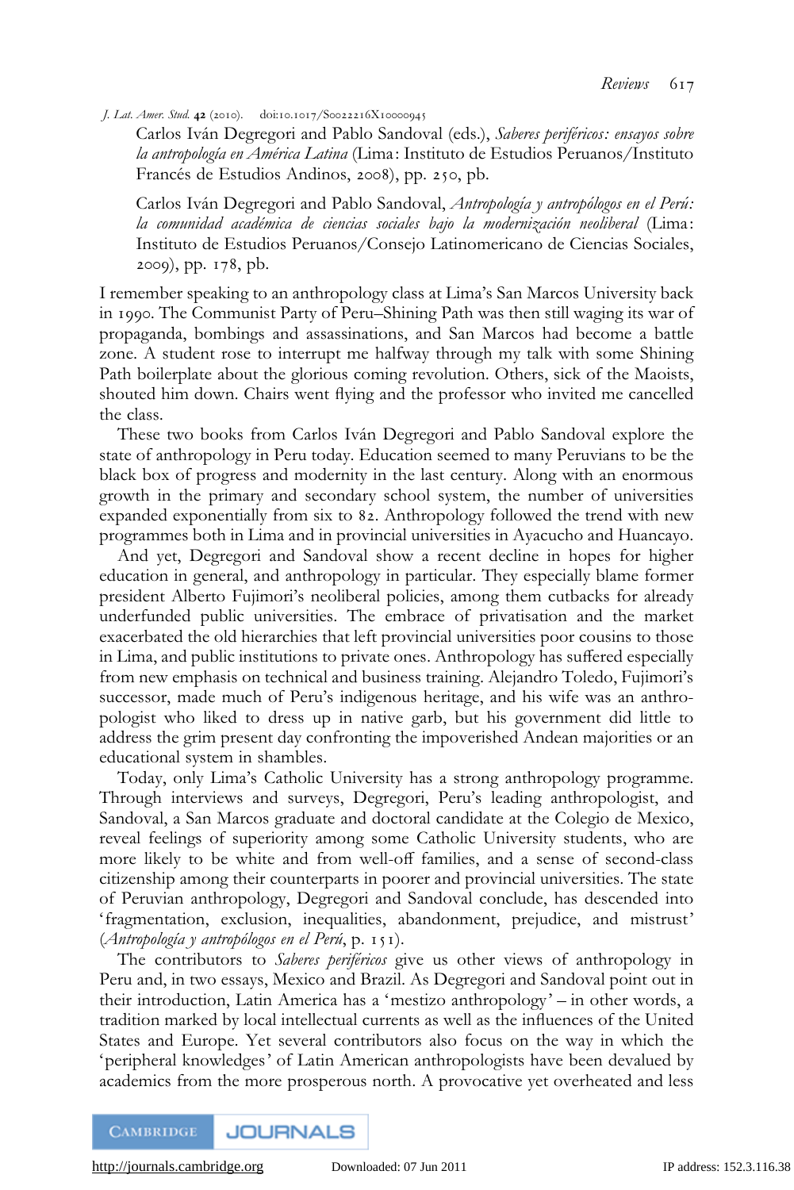J. Lat. Amer. Stud. **42** (2010). doi:10.1017/S0022216X10000945

Carlos Iván Degregori and Pablo Sandoval (eds.), *Saberes periféricos: ensayos sobre la antropología en América Latina* (Lima: Instituto de Estudios Peruanos/Instituto Francés de Estudios Andinos, 2008), pp. 250, pb.

Carlos Iván Degregori and Pablo Sandoval, *Antropología y antropólogos en el Perú: la comunidad académica de ciencias sociales bajo la modernización neoliberal* (Lima: Instituto de Estudios Peruanos/Consejo Latinomericano de Ciencias Sociales, 2009), pp. 178, pb.

I remember speaking to an anthropology class at Lima's San Marcos University back in 1990. The Communist Party of Peru–Shining Path was then still waging its war of propaganda, bombings and assassinations, and San Marcos had become a battle zone. A student rose to interrupt me halfway through my talk with some Shining Path boilerplate about the glorious coming revolution. Others, sick of the Maoists, shouted him down. Chairs went flying and the professor who invited me cancelled the class.

These two books from Carlos Iván Degregori and Pablo Sandoval explore the state of anthropology in Peru today. Education seemed to many Peruvians to be the black box of progress and modernity in the last century. Along with an enormous growth in the primary and secondary school system, the number of universities expanded exponentially from six to 82. Anthropology followed the trend with new programmes both in Lima and in provincial universities in Ayacucho and Huancayo.

And yet, Degregori and Sandoval show a recent decline in hopes for higher education in general, and anthropology in particular. They especially blame former president Alberto Fujimori's neoliberal policies, among them cutbacks for already underfunded public universities. The embrace of privatisation and the market exacerbated the old hierarchies that left provincial universities poor cousins to those in Lima, and public institutions to private ones. Anthropology has suffered especially from new emphasis on technical and business training. Alejandro Toledo, Fujimori's successor, made much of Peru's indigenous heritage, and his wife was an anthropologist who liked to dress up in native garb, but his government did little to address the grim present day confronting the impoverished Andean majorities or an educational system in shambles.

Today, only Lima's Catholic University has a strong anthropology programme. Through interviews and surveys, Degregori, Peru's leading anthropologist, and Sandoval, a San Marcos graduate and doctoral candidate at the Colegio de Mexico, reveal feelings of superiority among some Catholic University students, who are more likely to be white and from well-off families, and a sense of second-class citizenship among their counterparts in poorer and provincial universities. The state of Peruvian anthropology, Degregori and Sandoval conclude, has descended into 'fragmentation, exclusion, inequalities, abandonment, prejudice, and mistrust' (*Antropología y antropólogos en el Perú*, p. 151).

The contributors to *Saberes periféricos* give us other views of anthropology in Peru and, in two essays, Mexico and Brazil. As Degregori and Sandoval point out in their introduction, Latin America has a 'mestizo anthropology' – in other words, a tradition marked by local intellectual currents as well as the influences of the United States and Europe. Yet several contributors also focus on the way in which the 'peripheral knowledges' of Latin American anthropologists have been devalued by academics from the more prosperous north. A provocative yet overheated and less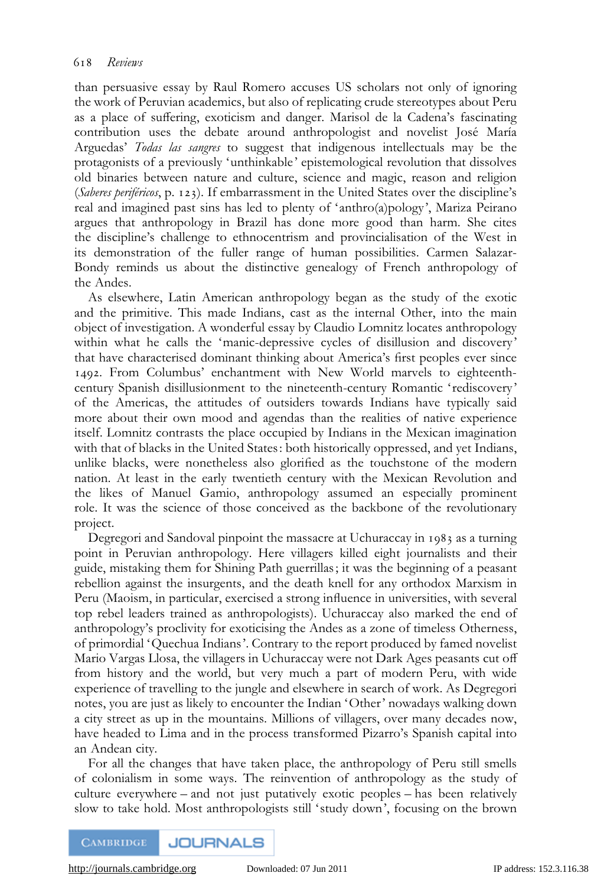than persuasive essay by Raul Romero accuses US scholars not only of ignoring the work of Peruvian academics, but also of replicating crude stereotypes about Peru as a place of suffering, exoticism and danger. Marisol de la Cadena's fascinating contribution uses the debate around anthropologist and novelist José María Arguedas' *Todas las sangres* to suggest that indigenous intellectuals may be the protagonists of a previously 'unthinkable' epistemological revolution that dissolves old binaries between nature and culture, science and magic, reason and religion (*Saberes periféricos*, p. 123). If embarrassment in the United States over the discipline's real and imagined past sins has led to plenty of 'anthro(a)pology', Mariza Peirano argues that anthropology in Brazil has done more good than harm. She cites the discipline's challenge to ethnocentrism and provincialisation of the West in its demonstration of the fuller range of human possibilities. Carmen Salazar-Bondy reminds us about the distinctive genealogy of French anthropology of the Andes.

As elsewhere, Latin American anthropology began as the study of the exotic and the primitive. This made Indians, cast as the internal Other, into the main object of investigation. A wonderful essay by Claudio Lomnitz locates anthropology within what he calls the 'manic-depressive cycles of disillusion and discovery' that have characterised dominant thinking about America's first peoples ever since 1492. From Columbus' enchantment with New World marvels to eighteenth-century Spanish disillusionment to the nineteenth-century Romantic 'rediscovery' of the Americas, the attitudes of outsiders towards Indians have typically said more about their own mood and agendas than the realities of native experience itself. Lomnitz contrasts the place occupied by Indians in the Mexican imagination with that of blacks in the United States: both historically oppressed, and yet Indians, unlike blacks, were nonetheless also glorified as the touchstone of the modern nation. At least in the early twentieth century with the Mexican Revolution and the likes of Manuel Gamio, anthropology assumed an especially prominent role. It was the science of those conceived as the backbone of the revolutionary project.

Degregori and Sandoval pinpoint the massacre at Uchuraccay in 1983 as a turning point in Peruvian anthropology. Here villagers killed eight journalists and their guide, mistaking them for Shining Path guerrillas; it was the beginning of a peasant rebellion against the insurgents, and the death knell for any orthodox Marxism in Peru (Maoism, in particular, exercised a strong influence in universities, with several top rebel leaders trained as anthropologists). Uchuraccay also marked the end of anthropology's proclivity for exoticising the Andes as a zone of timeless Otherness, of primordial 'Quechua Indians'. Contrary to the report produced by famed novelist Mario Vargas Llosa, the villagers in Uchuraccay were not Dark Ages peasants cut off from history and the world, but very much a part of modern Peru, with wide experience of travelling to the jungle and elsewhere in search of work. As Degregori notes, you are just as likely to encounter the Indian 'Other' nowadays walking down a city street as up in the mountains. Millions of villagers, over many decades now, have headed to Lima and in the process transformed Pizarro's Spanish capital into an Andean city.

For all the changes that have taken place, the anthropology of Peru still smells of colonialism in some ways. The reinvention of anthropology as the study of culture everywhere – and not just putatively exotic peoples – has been relatively slow to take hold. Most anthropologists still 'study down', focusing on the brown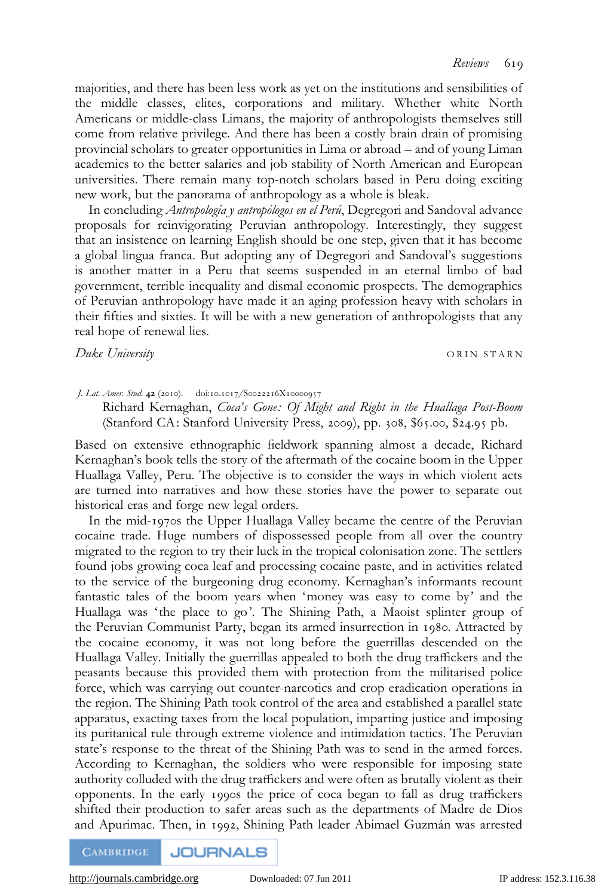majorities, and there has been less work as yet on the institutions and sensibilities of the middle classes, elites, corporations and military. Whether white North Americans or middle-class Limans, the majority of anthropologists themselves still come from relative privilege. And there has been a costly brain drain of promising provincial scholars to greater opportunities in Lima or abroad – and of young Liman academics to the better salaries and job stability of North American and European universities. There remain many top-notch scholars based in Peru doing exciting new work, but the panorama of anthropology as a whole is bleak.

In concluding *Antropología y antropólogos en el Perú*, Degregori and Sandoval advance proposals for reinvigorating Peruvian anthropology. Interestingly, they suggest that an insistence on learning English should be one step, given that it has become a global lingua franca. But adopting any of Degregori and Sandoval's suggestions is another matter in a Peru that seems suspended in an eternal limbo of bad government, terrible inequality and dismal economic prospects. The demographics of Peruvian anthropology have made it an aging profession heavy with scholars in their fifties and sixties. It will be with a new generation of anthropologists that any real hope of renewal lies.

*Duke University* ORIN STARN

*J. Lat. Amer. Stud.* **42** (2010). doi:10.1017/S0022216X10000957

Richard Kernaghan, *Coca's Gone: Of Might and Right in the Huallaga Post-Boom* (Stanford CA: Stanford University Press, 2009), pp. 308, $65.00, $24.95 pb.

Based on extensive ethnographic fieldwork spanning almost a decade, Richard Kernaghan's book tells the story of the aftermath of the cocaine boom in the Upper Huallaga Valley, Peru. The objective is to consider the ways in which violent acts are turned into narratives and how these stories have the power to separate out historical eras and forge new legal orders.

In the mid-1970s the Upper Huallaga Valley became the centre of the Peruvian cocaine trade. Huge numbers of dispossessed people from all over the country migrated to the region to try their luck in the tropical colonisation zone. The settlers found jobs growing coca leaf and processing cocaine paste, and in activities related to the service of the burgeoning drug economy. Kernaghan's informants recount fantastic tales of the boom years when 'money was easy to come by' and the Huallaga was 'the place to go'. The Shining Path, a Maoist splinter group of the Peruvian Communist Party, began its armed insurrection in 1980. Attracted by the cocaine economy, it was not long before the guerrillas descended on the Huallaga Valley. Initially the guerrillas appealed to both the drug traffickers and the peasants because this provided them with protection from the militarised police force, which was carrying out counter-narcotics and crop eradication operations in the region. The Shining Path took control of the area and established a parallel state apparatus, exacting taxes from the local population, imparting justice and imposing its puritanical rule through extreme violence and intimidation tactics. The Peruvian state's response to the threat of the Shining Path was to send in the armed forces. According to Kernaghan, the soldiers who were responsible for imposing state authority colluded with the drug traffickers and were often as brutally violent as their opponents. In the early 1990s the price of coca began to fall as drug traffickers shifted their production to safer areas such as the departments of Madre de Dios and Apurimac. Then, in 1992, Shining Path leader Abimael Guzmán was arrested